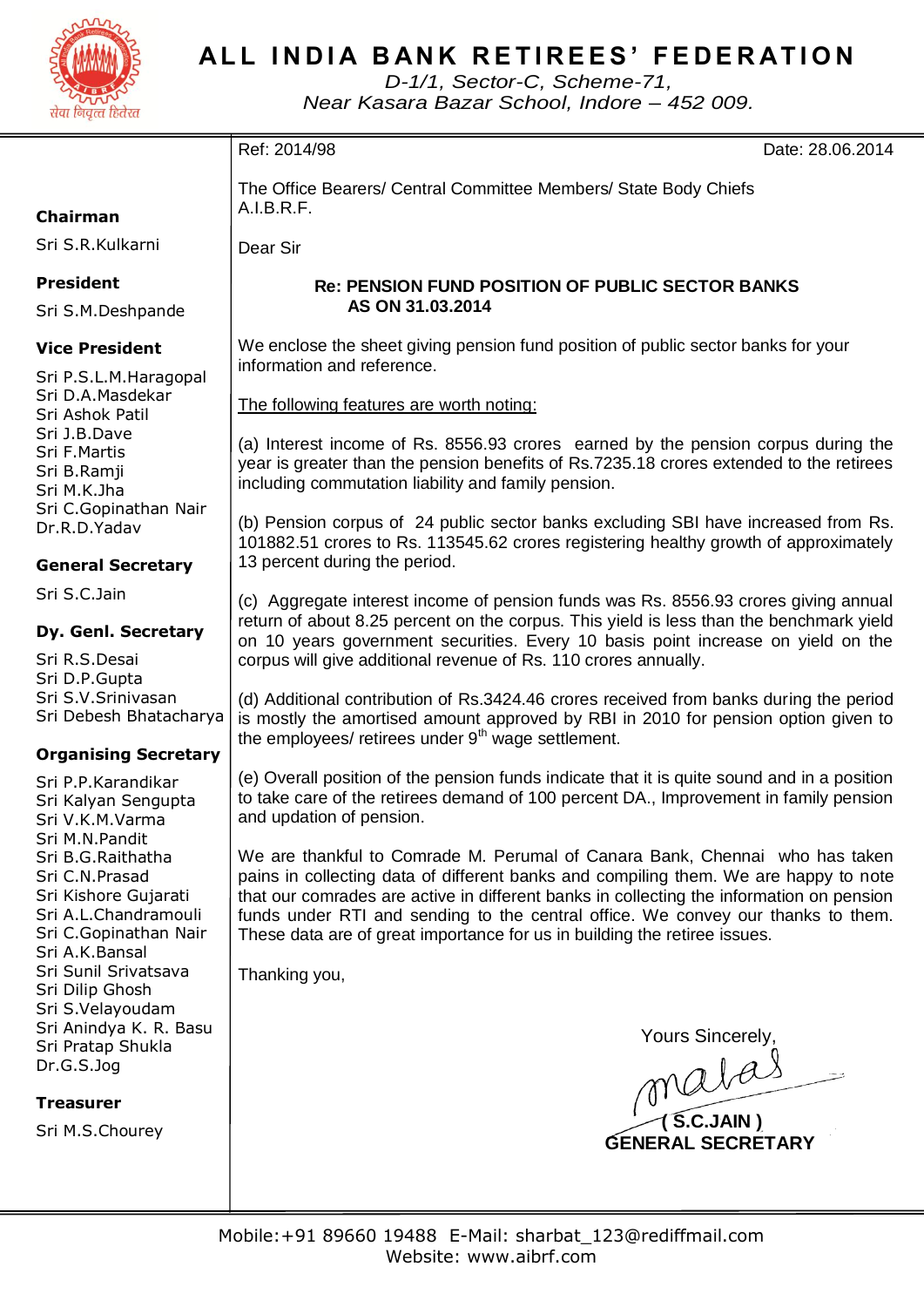# ALL INDIA BANK RETIREES' FEDERATION

*D-1/1, Sector-C, Scheme-71,*
*Near Kasara Bazar School, Indore – 452 009.*

**Chairman**
Sri S.R.Kulkarni

**President**
Sri S.M.Deshpande

**Vice President**
Sri P.S.L.M.Haragopal
Sri D.A.Masdekar
Sri Ashok Patil
Sri J.B.Dave
Sri F.Martis
Sri B.Ramji
Sri M.K.Jha
Sri C.Gopinathan Nair
Dr.R.D.Yadav

**General Secretary**
Sri S.C.Jain

**Dy. Genl. Secretary**
Sri R.S.Desai
Sri D.P.Gupta
Sri S.V.Srinivasan
Sri Debesh Bhatacharya

**Organising Secretary**
Sri P.P.Karandikar
Sri Kalyan Sengupta
Sri V.K.M.Varma
Sri M.N.Pandit
Sri B.G.Raithatha
Sri C.N.Prasad
Sri Kishore Gujarati
Sri A.L.Chandramouli
Sri C.Gopinathan Nair
Sri A.K.Bansal
Sri Sunil Srivatsava
Sri Dilip Ghosh
Sri S.Velayoudam
Sri Anindya K. R. Basu
Sri Pratap Shukla
Dr.G.S.Jog

**Treasurer**
Sri M.S.Chourey

Ref: 2014/98 Date: 28.06.2014

The Office Bearers/ Central Committee Members/ State Body Chiefs
A.I.B.R.F.

Dear Sir

**Re: PENSION FUND POSITION OF PUBLIC SECTOR BANKS AS ON 31.03.2014**

We enclose the sheet giving pension fund position of public sector banks for your information and reference.

The following features are worth noting:

(a) Interest income of Rs. 8556.93 crores earned by the pension corpus during the year is greater than the pension benefits of Rs.7235.18 crores extended to the retirees including commutation liability and family pension.

(b) Pension corpus of 24 public sector banks excluding SBI have increased from Rs. 101882.51 crores to Rs. 113545.62 crores registering healthy growth of approximately 13 percent during the period.

(c) Aggregate interest income of pension funds was Rs. 8556.93 crores giving annual return of about 8.25 percent on the corpus. This yield is less than the benchmark yield on 10 years government securities. Every 10 basis point increase on yield on the corpus will give additional revenue of Rs. 110 crores annually.

(d) Additional contribution of Rs.3424.46 crores received from banks during the period is mostly the amortised amount approved by RBI in 2010 for pension option given to the employees/ retirees under 9th wage settlement.

(e) Overall position of the pension funds indicate that it is quite sound and in a position to take care of the retirees demand of 100 percent DA., Improvement in family pension and updation of pension.

We are thankful to Comrade M. Perumal of Canara Bank, Chennai who has taken pains in collecting data of different banks and compiling them. We are happy to note that our comrades are active in different banks in collecting the information on pension funds under RTI and sending to the central office. We convey our thanks to them. These data are of great importance for us in building the retiree issues.

Thanking you,

Yours Sincerely,

**( S.C.JAIN )**
**GENERAL SECRETARY**

Mobile:+91 89660 19488 E-Mail: sharbat_123@rediffmail.com
Website: www.aibrf.com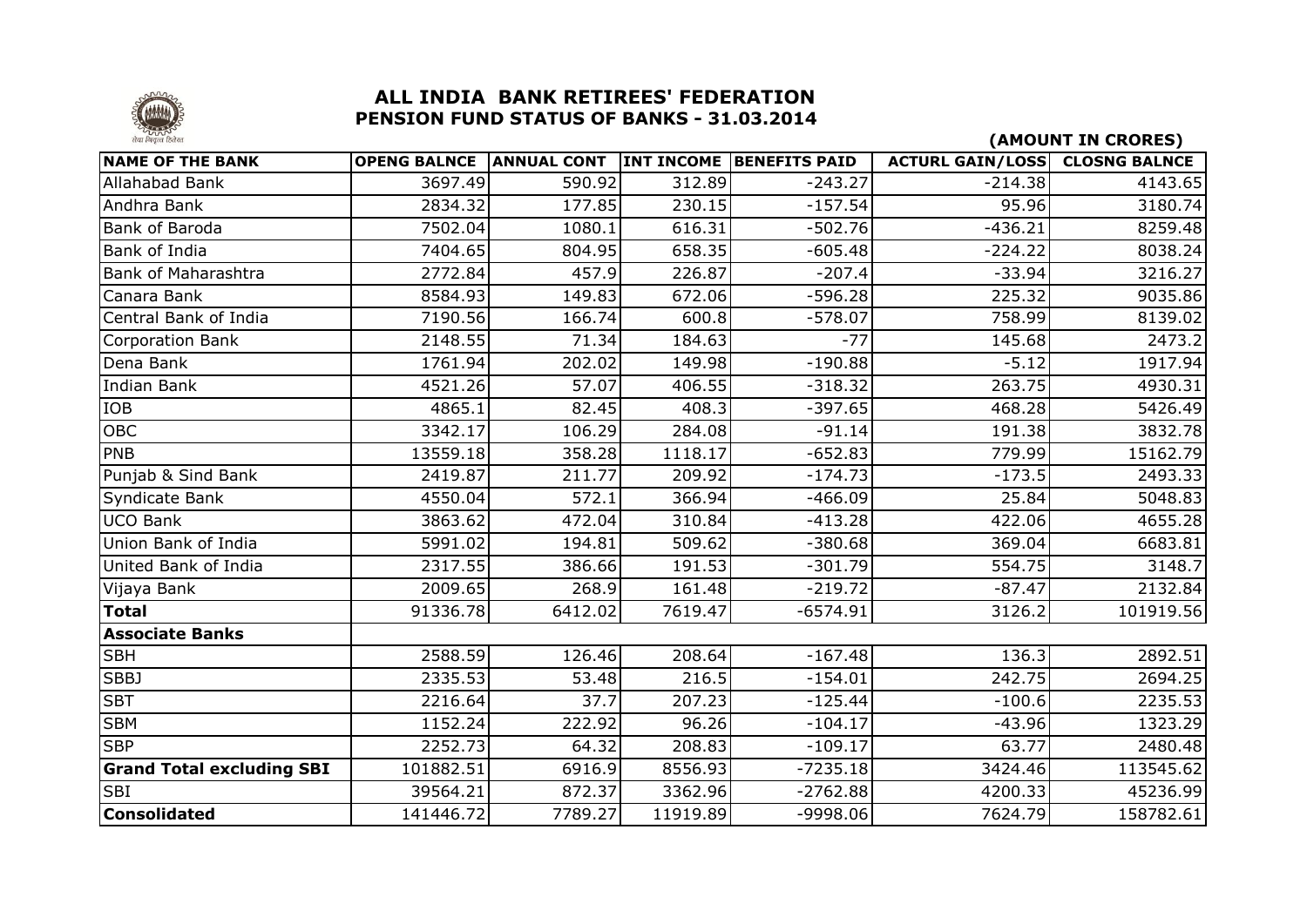# ALL INDIA BANK RETIREES' FEDERATION

## PENSION FUND STATUS OF BANKS - 31.03.2014

**(AMOUNT IN CRORES)**

| NAME OF THE BANK | OPENG BALNCE | ANNUAL CONT | INT INCOME | BENEFITS PAID | ACTURL GAIN/LOSS | CLOSNG BALNCE |
|---|---|---|---|---|---|---|
| Allahabad Bank | 3697.49 | 590.92 | 312.89 | -243.27 | -214.38 | 4143.65 |
| Andhra Bank | 2834.32 | 177.85 | 230.15 | -157.54 | 95.96 | 3180.74 |
| Bank of Baroda | 7502.04 | 1080.1 | 616.31 | -502.76 | -436.21 | 8259.48 |
| Bank of India | 7404.65 | 804.95 | 658.35 | -605.48 | -224.22 | 8038.24 |
| Bank of Maharashtra | 2772.84 | 457.9 | 226.87 | -207.4 | -33.94 | 3216.27 |
| Canara Bank | 8584.93 | 149.83 | 672.06 | -596.28 | 225.32 | 9035.86 |
| Central Bank of India | 7190.56 | 166.74 | 600.8 | -578.07 | 758.99 | 8139.02 |
| Corporation Bank | 2148.55 | 71.34 | 184.63 | -77 | 145.68 | 2473.2 |
| Dena Bank | 1761.94 | 202.02 | 149.98 | -190.88 | -5.12 | 1917.94 |
| Indian Bank | 4521.26 | 57.07 | 406.55 | -318.32 | 263.75 | 4930.31 |
| IOB | 4865.1 | 82.45 | 408.3 | -397.65 | 468.28 | 5426.49 |
| OBC | 3342.17 | 106.29 | 284.08 | -91.14 | 191.38 | 3832.78 |
| PNB | 13559.18 | 358.28 | 1118.17 | -652.83 | 779.99 | 15162.79 |
| Punjab & Sind Bank | 2419.87 | 211.77 | 209.92 | -174.73 | -173.5 | 2493.33 |
| Syndicate Bank | 4550.04 | 572.1 | 366.94 | -466.09 | 25.84 | 5048.83 |
| UCO Bank | 3863.62 | 472.04 | 310.84 | -413.28 | 422.06 | 4655.28 |
| Union Bank of India | 5991.02 | 194.81 | 509.62 | -380.68 | 369.04 | 6683.81 |
| United Bank of India | 2317.55 | 386.66 | 191.53 | -301.79 | 554.75 | 3148.7 |
| Vijaya Bank | 2009.65 | 268.9 | 161.48 | -219.72 | -87.47 | 2132.84 |
| **Total** | 91336.78 | 6412.02 | 7619.47 | -6574.91 | 3126.2 | 101919.56 |
| **Associate Banks** | | | | | | |
| SBH | 2588.59 | 126.46 | 208.64 | -167.48 | 136.3 | 2892.51 |
| SBBJ | 2335.53 | 53.48 | 216.5 | -154.01 | 242.75 | 2694.25 |
| SBT | 2216.64 | 37.7 | 207.23 | -125.44 | -100.6 | 2235.53 |
| SBM | 1152.24 | 222.92 | 96.26 | -104.17 | -43.96 | 1323.29 |
| SBP | 2252.73 | 64.32 | 208.83 | -109.17 | 63.77 | 2480.48 |
| **Grand Total excluding SBI** | 101882.51 | 6916.9 | 8556.93 | -7235.18 | 3424.46 | 113545.62 |
| SBI | 39564.21 | 872.37 | 3362.96 | -2762.88 | 4200.33 | 45236.99 |
| **Consolidated** | 141446.72 | 7789.27 | 11919.89 | -9998.06 | 7624.79 | 158782.61 |